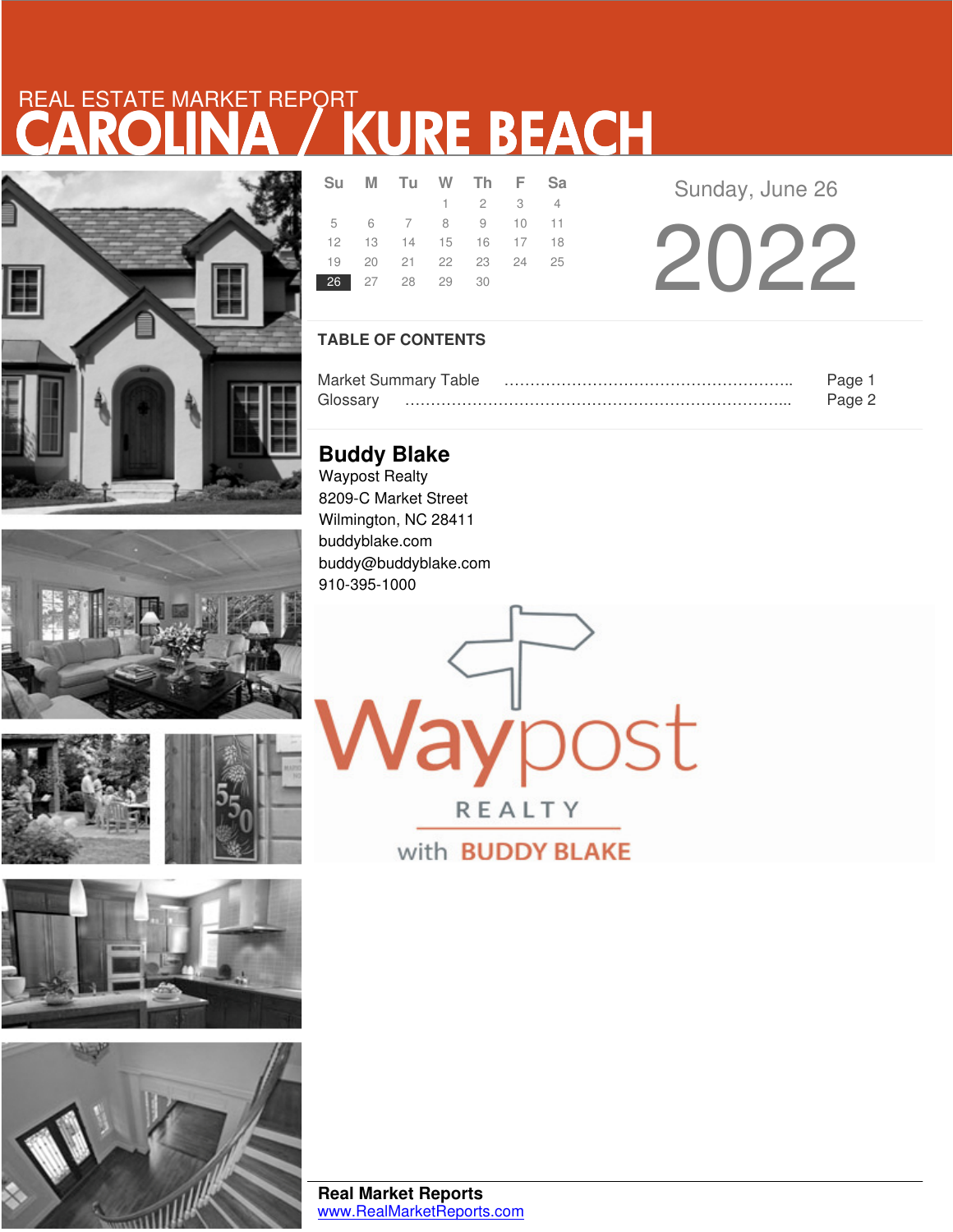REAL ESTATE MARKET REPORT

# CAROLINA / KURE BEACH

| Su | M | Tu | W | Th | F | Sa |
|---|---|---|---|---|---|---|
| | | | 1 | 2 | 3 | 4 |
| 5 | 6 | 7 | 8 | 9 | 10 | 11 |
| 12 | 13 | 14 | 15 | 16 | 17 | 18 |
| 19 | 20 | 21 | 22 | 23 | 24 | 25 |
| **26** | 27 | 28 | 29 | 30 | | |

Sunday, June 26

# 2022

## TABLE OF CONTENTS

Market Summary Table ………………………………………………….. Page 1
Glossary …………………………………………………………………... Page 2

**Buddy Blake**
Waypost Realty
8209-C Market Street
Wilmington, NC 28411
buddyblake.com
buddy@buddyblake.com
910-395-1000

Waypost REALTY with BUDDY BLAKE

**Real Market Reports**
www.RealMarketReports.com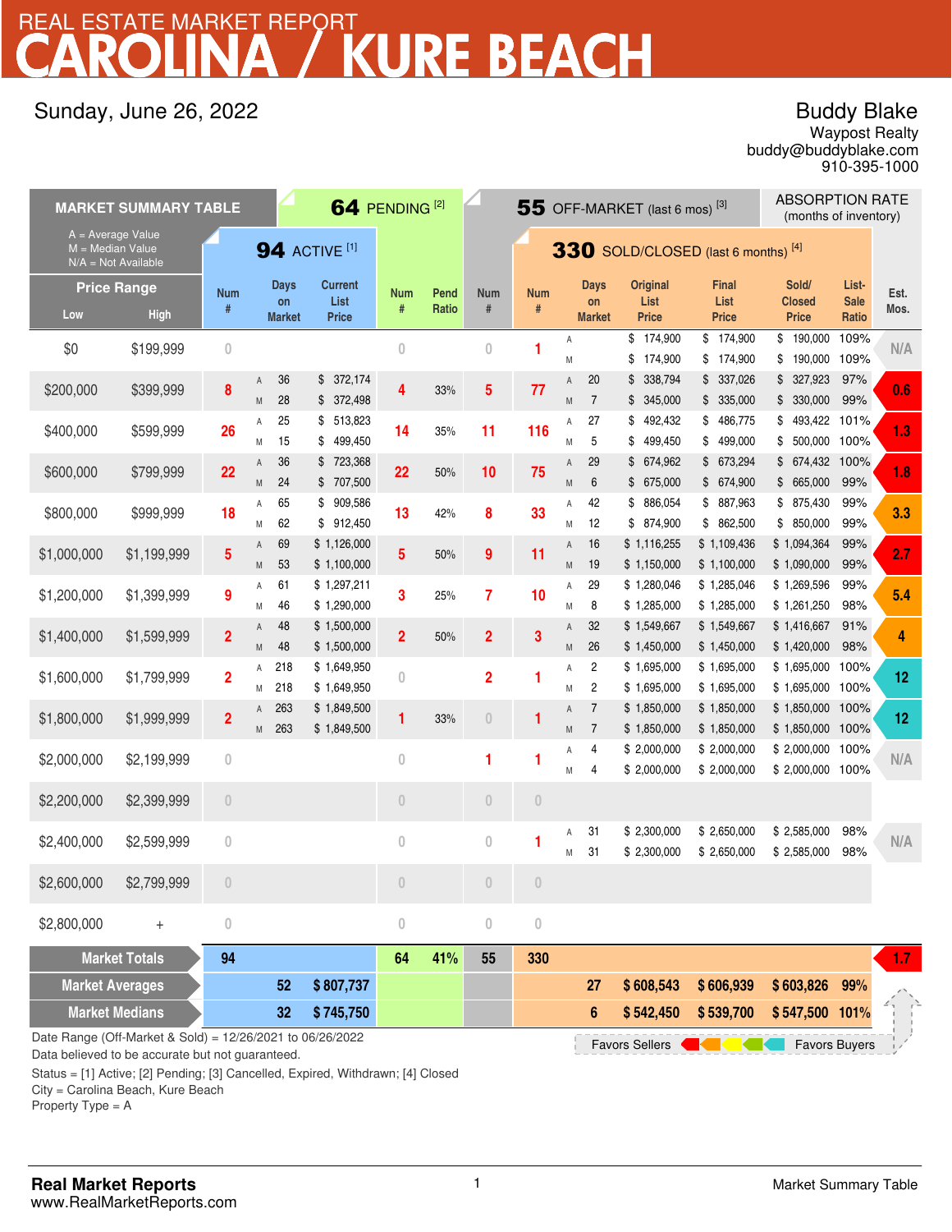# REAL ESTATE MARKET REPORT
# CAROLINA / KURE BEACH

Sunday, June 26, 2022

**Buddy Blake**
Waypost Realty
buddy@buddyblake.com
910-395-1000

| MARKET SUMMARY TABLE<br>A = Average Value<br>M = Median Value<br>N/A = Not Available | | 94 ACTIVE [1] | | | | 64 PENDING [2] | | 55 OFF-MARKET (last 6 mos) [3] | 330 SOLD/CLOSED (last 6 months) [4] | | | | | | | ABSORPTION RATE (months of inventory) |
|---|---|---|---|---|---|---|---|---|---|---|---|---|---|---|---|---|
| Price Range Low | High | Num # | | Days on Market | Current List Price | Num # | Pend Ratio | Num # | Num # | | Days on Market | Original List Price | Final List Price | Sold/ Closed Price | List-Sale Ratio | Est. Mos. |
| $0 | $199,999 | 0 | | | | 0 | | 0 | 1 | A | | $ 174,900 | $ 174,900 | $ 190,000 | 109% | N/A |
| | | | | | | | | | | M | | $ 174,900 | $ 174,900 | $ 190,000 | 109% | |
| $200,000 | $399,999 | 8 | A | 36 | $ 372,174 | 4 | 33% | 5 | 77 | A | 20 | $ 338,794 | $ 337,026 | $ 327,923 | 97% | 0.6 |
| | | | M | 28 | $ 372,498 | | | | | M | 7 | $ 345,000 | $ 335,000 | $ 330,000 | 99% | |
| $400,000 | $599,999 | 26 | A | 25 | $ 513,823 | 14 | 35% | 11 | 116 | A | 27 | $ 492,432 | $ 486,775 | $ 493,422 | 101% | 1.3 |
| | | | M | 15 | $ 499,450 | | | | | M | 5 | $ 499,450 | $ 499,000 | $ 500,000 | 100% | |
| $600,000 | $799,999 | 22 | A | 36 | $ 723,368 | 22 | 50% | 10 | 75 | A | 29 | $ 674,962 | $ 673,294 | $ 674,432 | 100% | 1.8 |
| | | | M | 24 | $ 707,500 | | | | | M | 6 | $ 675,000 | $ 674,900 | $ 665,000 | 99% | |
| $800,000 | $999,999 | 18 | A | 65 | $ 909,586 | 13 | 42% | 8 | 33 | A | 42 | $ 886,054 | $ 887,963 | $ 875,430 | 99% | 3.3 |
| | | | M | 62 | $ 912,450 | | | | | M | 12 | $ 874,900 | $ 862,500 | $ 850,000 | 99% | |
| $1,000,000 | $1,199,999 | 5 | A | 69 | $ 1,126,000 | 5 | 50% | 9 | 11 | A | 16 | $ 1,116,255 | $ 1,109,436 | $ 1,094,364 | 99% | 2.7 |
| | | | M | 53 | $ 1,100,000 | | | | | M | 19 | $ 1,150,000 | $ 1,100,000 | $ 1,090,000 | 99% | |
| $1,200,000 | $1,399,999 | 9 | A | 61 | $ 1,297,211 | 3 | 25% | 7 | 10 | A | 29 | $ 1,280,046 | $ 1,285,046 | $ 1,269,596 | 99% | 5.4 |
| | | | M | 46 | $ 1,290,000 | | | | | M | 8 | $ 1,285,000 | $ 1,285,000 | $ 1,261,250 | 98% | |
| $1,400,000 | $1,599,999 | 2 | A | 48 | $ 1,500,000 | 2 | 50% | 2 | 3 | A | 32 | $ 1,549,667 | $ 1,549,667 | $ 1,416,667 | 91% | 4 |
| | | | M | 48 | $ 1,500,000 | | | | | M | 26 | $ 1,450,000 | $ 1,450,000 | $ 1,420,000 | 98% | |
| $1,600,000 | $1,799,999 | 2 | A | 218 | $ 1,649,950 | 0 | | 2 | 1 | A | 2 | $ 1,695,000 | $ 1,695,000 | $ 1,695,000 | 100% | 12 |
| | | | M | 218 | $ 1,649,950 | | | | | M | 2 | $ 1,695,000 | $ 1,695,000 | $ 1,695,000 | 100% | |
| $1,800,000 | $1,999,999 | 2 | A | 263 | $ 1,849,500 | 1 | 33% | 0 | 1 | A | 7 | $ 1,850,000 | $ 1,850,000 | $ 1,850,000 | 100% | 12 |
| | | | M | 263 | $ 1,849,500 | | | | | M | 7 | $ 1,850,000 | $ 1,850,000 | $ 1,850,000 | 100% | |
| $2,000,000 | $2,199,999 | 0 | | | | 0 | | 1 | 1 | A | 4 | $ 2,000,000 | $ 2,000,000 | $ 2,000,000 | 100% | N/A |
| | | | | | | | | | | M | 4 | $ 2,000,000 | $ 2,000,000 | $ 2,000,000 | 100% | |
| $2,200,000 | $2,399,999 | 0 | | | | 0 | | 0 | 0 | | | | | | | |
| $2,400,000 | $2,599,999 | 0 | | | | 0 | | 0 | 1 | A | 31 | $ 2,300,000 | $ 2,650,000 | $ 2,585,000 | 98% | N/A |
| | | | | | | | | | | M | 31 | $ 2,300,000 | $ 2,650,000 | $ 2,585,000 | 98% | |
| $2,600,000 | $2,799,999 | 0 | | | | 0 | | 0 | 0 | | | | | | | |
| $2,800,000 | + | 0 | | | | 0 | | 0 | 0 | | | | | | | |
| **Market Totals** | | **94** | | | | **64** | **41%** | **55** | **330** | | | | | | | **1.7** |
| **Market Averages** | | | | **52** | **$ 807,737** | | | | | | **27** | **$ 608,543** | **$ 606,939** | **$ 603,826** | **99%** | |
| **Market Medians** | | | | **32** | **$ 745,750** | | | | | | **6** | **$ 542,450** | **$ 539,700** | **$ 547,500** | **101%** | |

Date Range (Off-Market & Sold) = 12/26/2021 to 06/26/2022
Data believed to be accurate but not guaranteed.

Favors Sellers ← → Favors Buyers

Status = [1] Active; [2] Pending; [3] Cancelled, Expired, Withdrawn; [4] Closed
City = Carolina Beach, Kure Beach
Property Type = A

**Real Market Reports**
www.RealMarketReports.com

Market Summary Table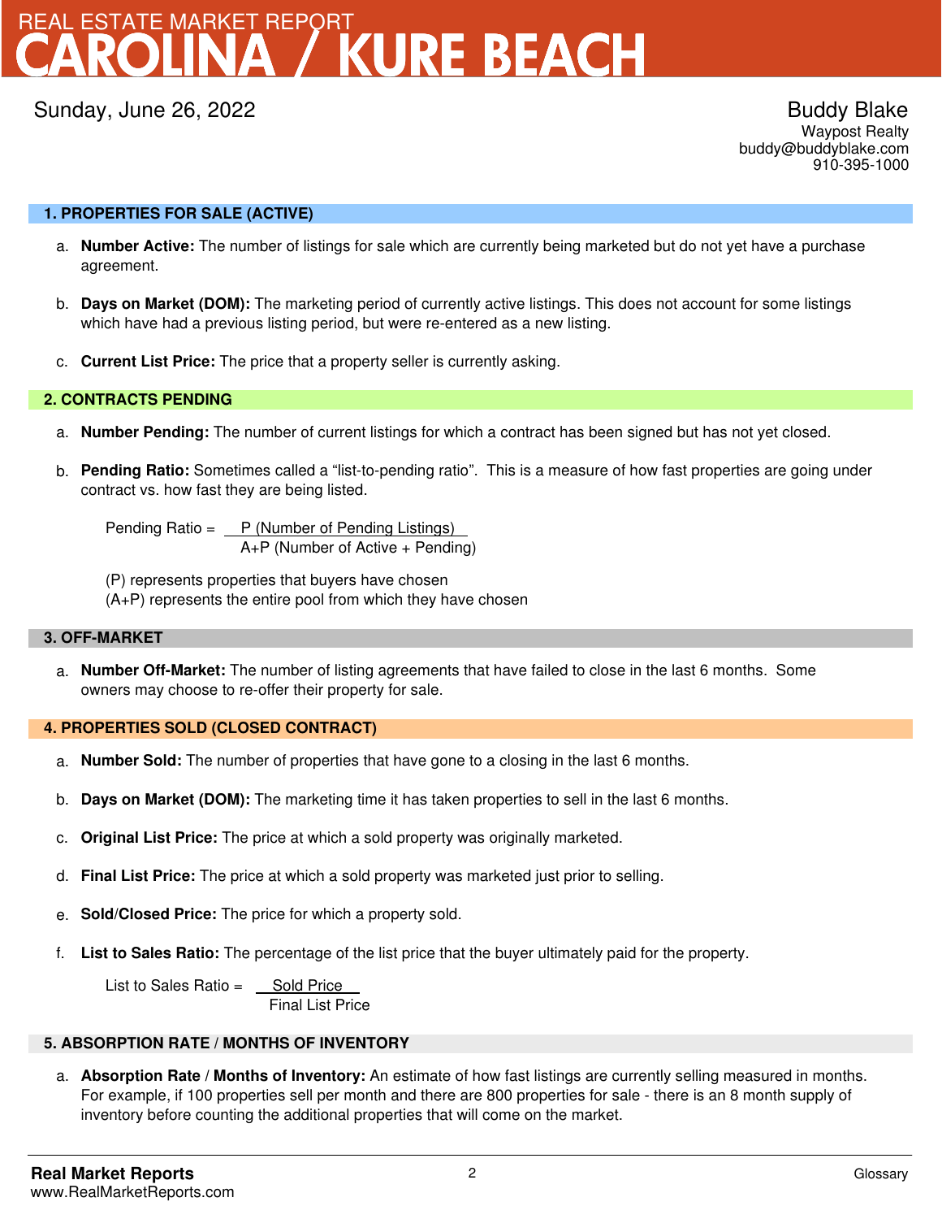# REAL ESTATE MARKET REPORT
# CAROLINA / KURE BEACH

Sunday, June 26, 2022

Buddy Blake
Waypost Realty
buddy@buddyblake.com
910-395-1000

## 1. PROPERTIES FOR SALE (ACTIVE)

a. **Number Active:** The number of listings for sale which are currently being marketed but do not yet have a purchase agreement.

b. **Days on Market (DOM):** The marketing period of currently active listings. This does not account for some listings which have had a previous listing period, but were re-entered as a new listing.

c. **Current List Price:** The price that a property seller is currently asking.

## 2. CONTRACTS PENDING

a. **Number Pending:** The number of current listings for which a contract has been signed but has not yet closed.

b. **Pending Ratio:** Sometimes called a "list-to-pending ratio". This is a measure of how fast properties are going under contract vs. how fast they are being listed.

$$\text{Pending Ratio} = \frac{\text{P (Number of Pending Listings)}}{\text{A+P (Number of Active + Pending)}}$$

(P) represents properties that buyers have chosen
(A+P) represents the entire pool from which they have chosen

## 3. OFF-MARKET

a. **Number Off-Market:** The number of listing agreements that have failed to close in the last 6 months. Some owners may choose to re-offer their property for sale.

## 4. PROPERTIES SOLD (CLOSED CONTRACT)

a. **Number Sold:** The number of properties that have gone to a closing in the last 6 months.

b. **Days on Market (DOM):** The marketing time it has taken properties to sell in the last 6 months.

c. **Original List Price:** The price at which a sold property was originally marketed.

d. **Final List Price:** The price at which a sold property was marketed just prior to selling.

e. **Sold/Closed Price:** The price for which a property sold.

f. **List to Sales Ratio:** The percentage of the list price that the buyer ultimately paid for the property.

$$\text{List to Sales Ratio} = \frac{\text{Sold Price}}{\text{Final List Price}}$$

## 5. ABSORPTION RATE / MONTHS OF INVENTORY

a. **Absorption Rate / Months of Inventory:** An estimate of how fast listings are currently selling measured in months. For example, if 100 properties sell per month and there are 800 properties for sale - there is an 8 month supply of inventory before counting the additional properties that will come on the market.